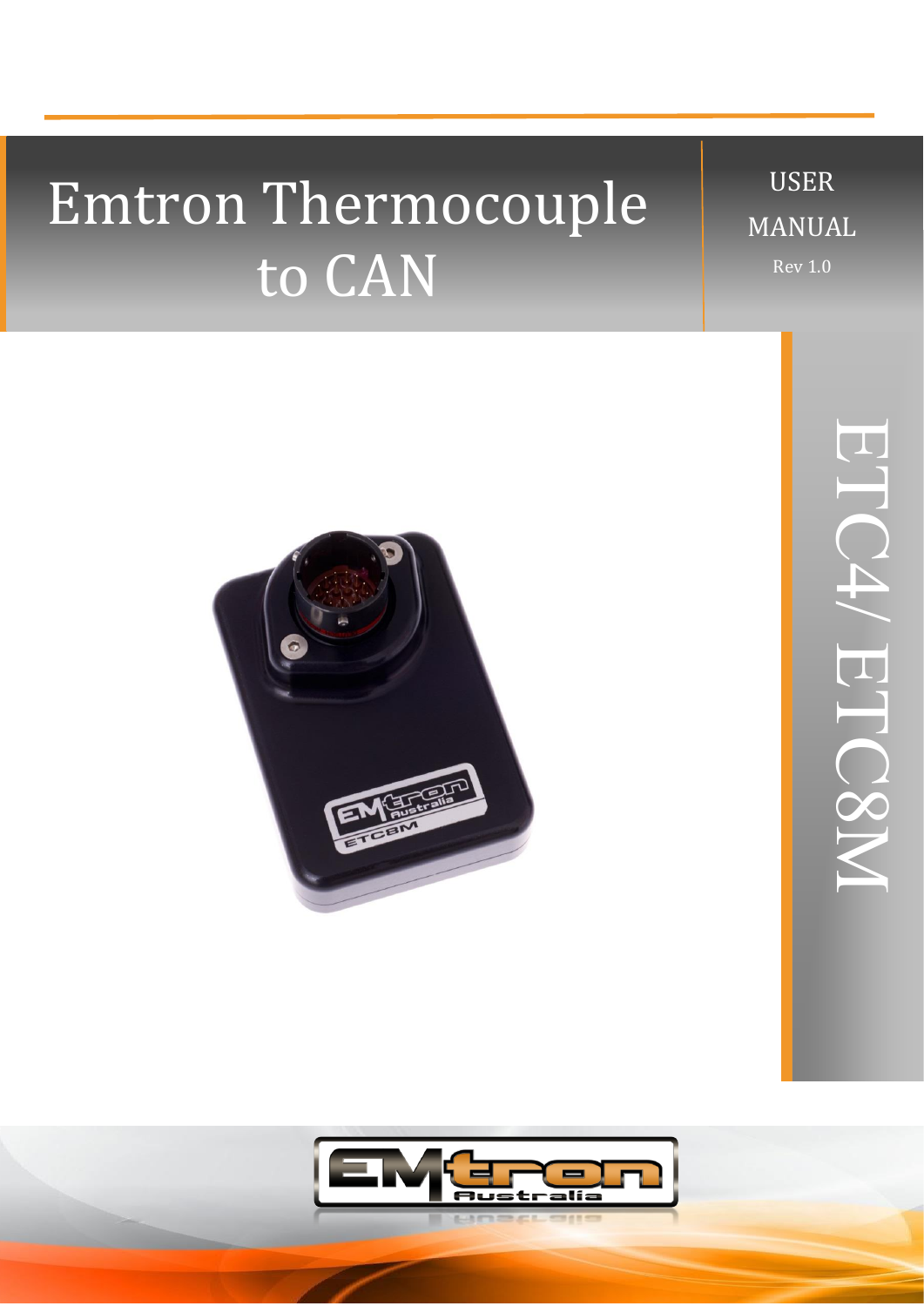# Emtron Thermocouple to CAN

USER MANUAL

Rev 1.0

ETC4/ ETC8M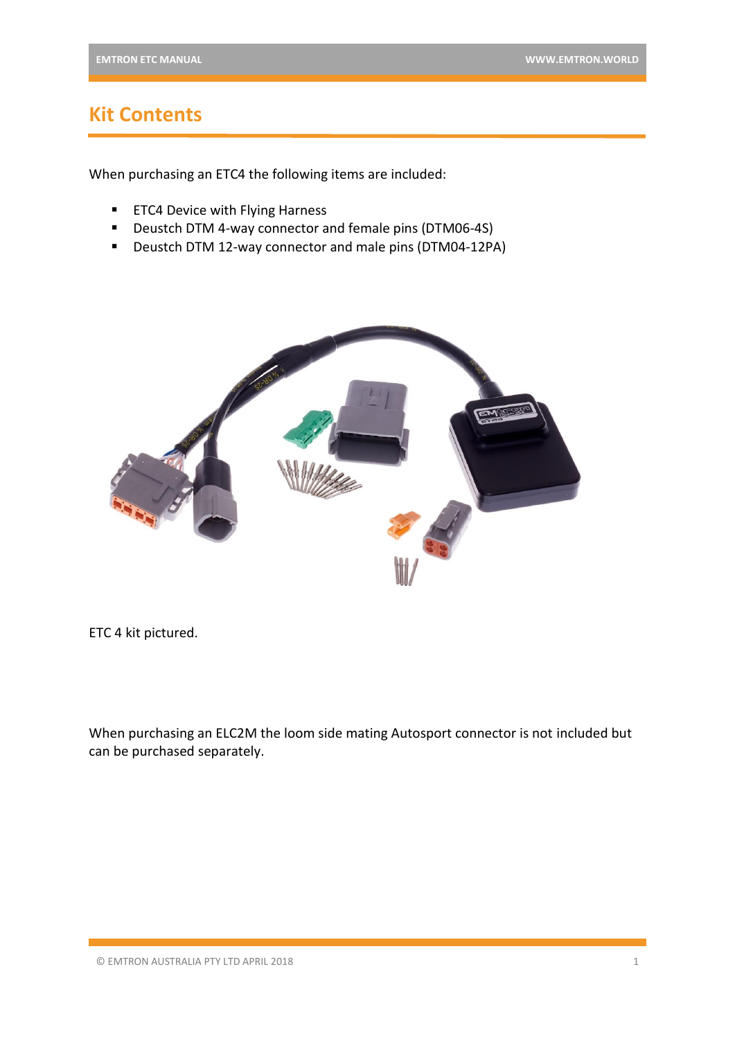## Kit Contents

When purchasing an ETC4 the following items are included:

- ETC4 Device with Flying Harness
- Deustch DTM 4-way connector and female pins (DTM06-4S)
- Deustch DTM 12-way connector and male pins (DTM04-12PA)

ETC 4 kit pictured.

When purchasing an ELC2M the loom side mating Autosport connector is not included but can be purchased separately.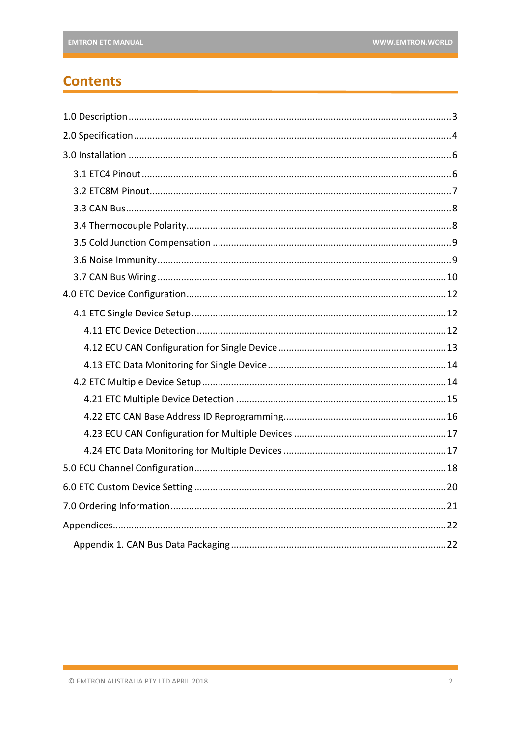# Contents

1.0 Description ........................................................................................................ 3

2.0 Specification ...................................................................................................... 4

3.0 Installation ........................................................................................................ 6

- 3.1 ETC4 Pinout .................................................................................................. 6
- 3.2 ETC8M Pinout ................................................................................................ 7
- 3.3 CAN Bus ........................................................................................................ 8
- 3.4 Thermocouple Polarity .................................................................................. 8
- 3.5 Cold Junction Compensation ........................................................................ 9
- 3.6 Noise Immunity ............................................................................................. 9
- 3.7 CAN Bus Wiring ........................................................................................... 10

4.0 ETC Device Configuration ................................................................................ 12

- 4.1 ETC Single Device Setup .............................................................................. 12
  - 4.11 ETC Device Detection ............................................................................. 12
  - 4.12 ECU CAN Configuration for Single Device ............................................. 13
  - 4.13 ETC Data Monitoring for Single Device ................................................. 14
- 4.2 ETC Multiple Device Setup .......................................................................... 14
  - 4.21 ETC Multiple Device Detection .............................................................. 15
  - 4.22 ETC CAN Base Address ID Reprogramming ........................................... 16
  - 4.23 ECU CAN Configuration for Multiple Devices ........................................ 17
  - 4.24 ETC Data Monitoring for Multiple Devices ............................................ 17

5.0 ECU Channel Configuration .............................................................................. 18

6.0 ETC Custom Device Setting .............................................................................. 20

7.0 Ordering Information ....................................................................................... 21

Appendices ........................................................................................................... 22

- Appendix 1. CAN Bus Data Packaging ............................................................... 22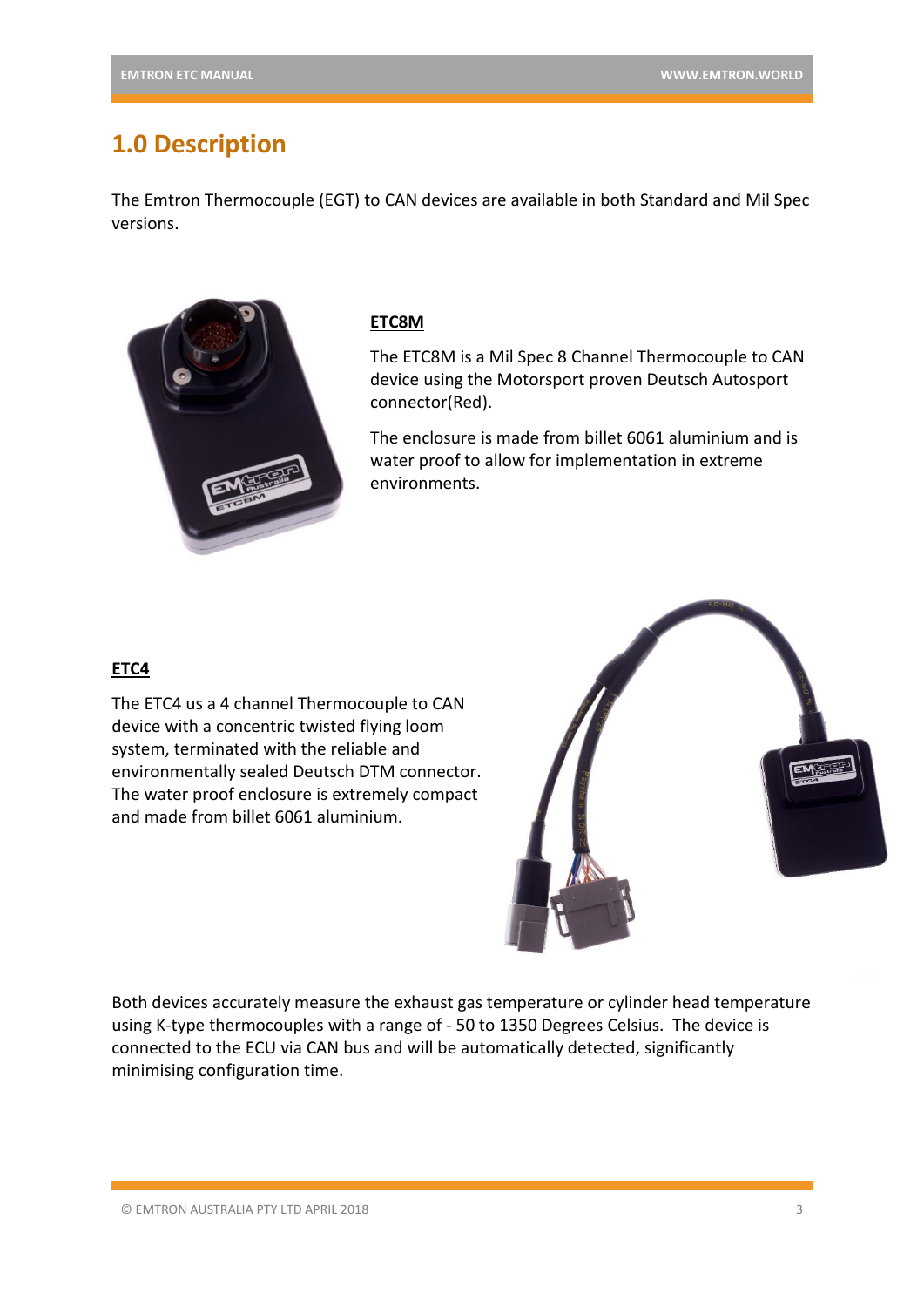## 1.0 Description

The Emtron Thermocouple (EGT) to CAN devices are available in both Standard and Mil Spec versions.

**ETC8M**

The ETC8M is a Mil Spec 8 Channel Thermocouple to CAN device using the Motorsport proven Deutsch Autosport connector(Red).

The enclosure is made from billet 6061 aluminium and is water proof to allow for implementation in extreme environments.

**ETC4**

The ETC4 us a 4 channel Thermocouple to CAN device with a concentric twisted flying loom system, terminated with the reliable and environmentally sealed Deutsch DTM connector. The water proof enclosure is extremely compact and made from billet 6061 aluminium.

Both devices accurately measure the exhaust gas temperature or cylinder head temperature using K-type thermocouples with a range of - 50 to 1350 Degrees Celsius. The device is connected to the ECU via CAN bus and will be automatically detected, significantly minimising configuration time.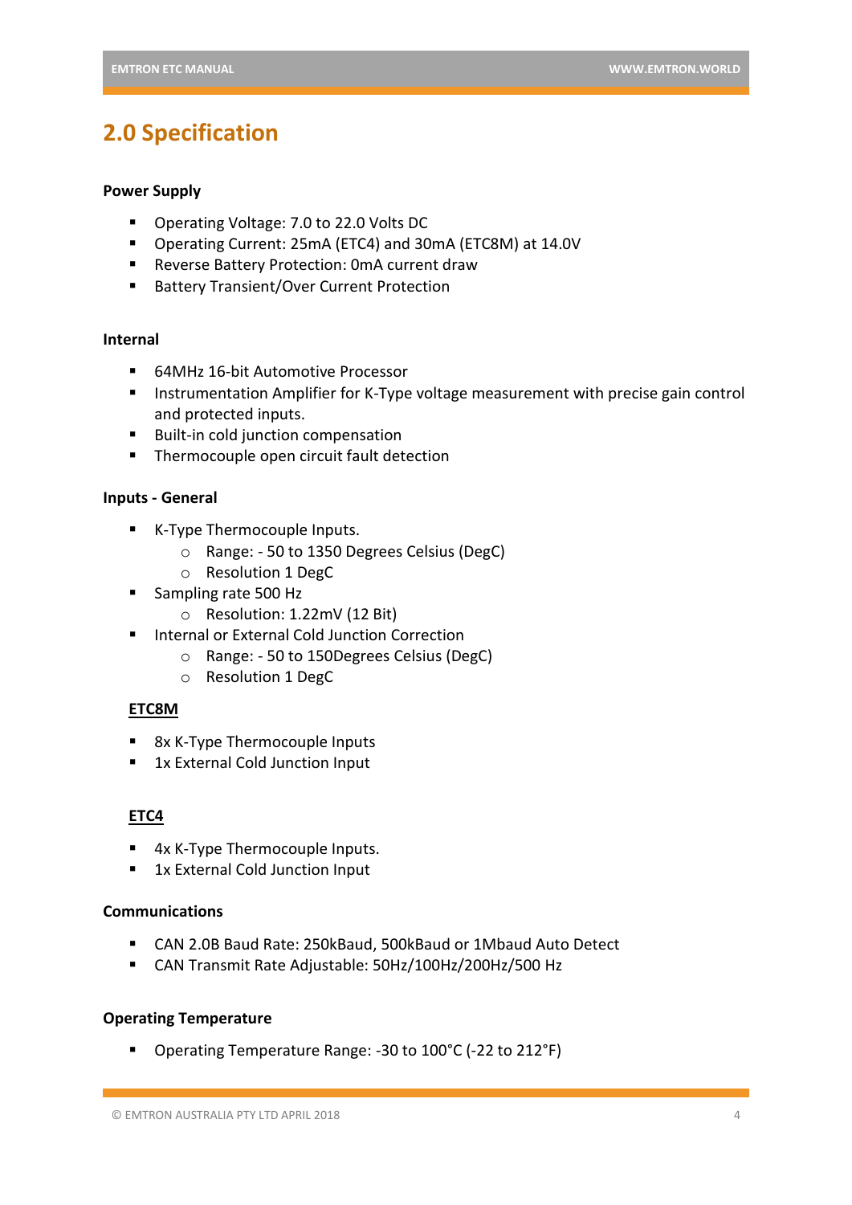## 2.0 Specification

**Power Supply**

- Operating Voltage: 7.0 to 22.0 Volts DC
- Operating Current: 25mA (ETC4) and 30mA (ETC8M) at 14.0V
- Reverse Battery Protection: 0mA current draw
- Battery Transient/Over Current Protection

**Internal**

- 64MHz 16-bit Automotive Processor
- Instrumentation Amplifier for K-Type voltage measurement with precise gain control and protected inputs.
- Built-in cold junction compensation
- Thermocouple open circuit fault detection

**Inputs - General**

- K-Type Thermocouple Inputs.
  - Range: - 50 to 1350 Degrees Celsius (DegC)
  - Resolution 1 DegC
- Sampling rate 500 Hz
  - Resolution: 1.22mV (12 Bit)
- Internal or External Cold Junction Correction
  - Range: - 50 to 150Degrees Celsius (DegC)
  - Resolution 1 DegC

**ETC8M**

- 8x K-Type Thermocouple Inputs
- 1x External Cold Junction Input

**ETC4**

- 4x K-Type Thermocouple Inputs.
- 1x External Cold Junction Input

**Communications**

- CAN 2.0B Baud Rate: 250kBaud, 500kBaud or 1Mbaud Auto Detect
- CAN Transmit Rate Adjustable: 50Hz/100Hz/200Hz/500 Hz

**Operating Temperature**

- Operating Temperature Range: -30 to 100°C (-22 to 212°F)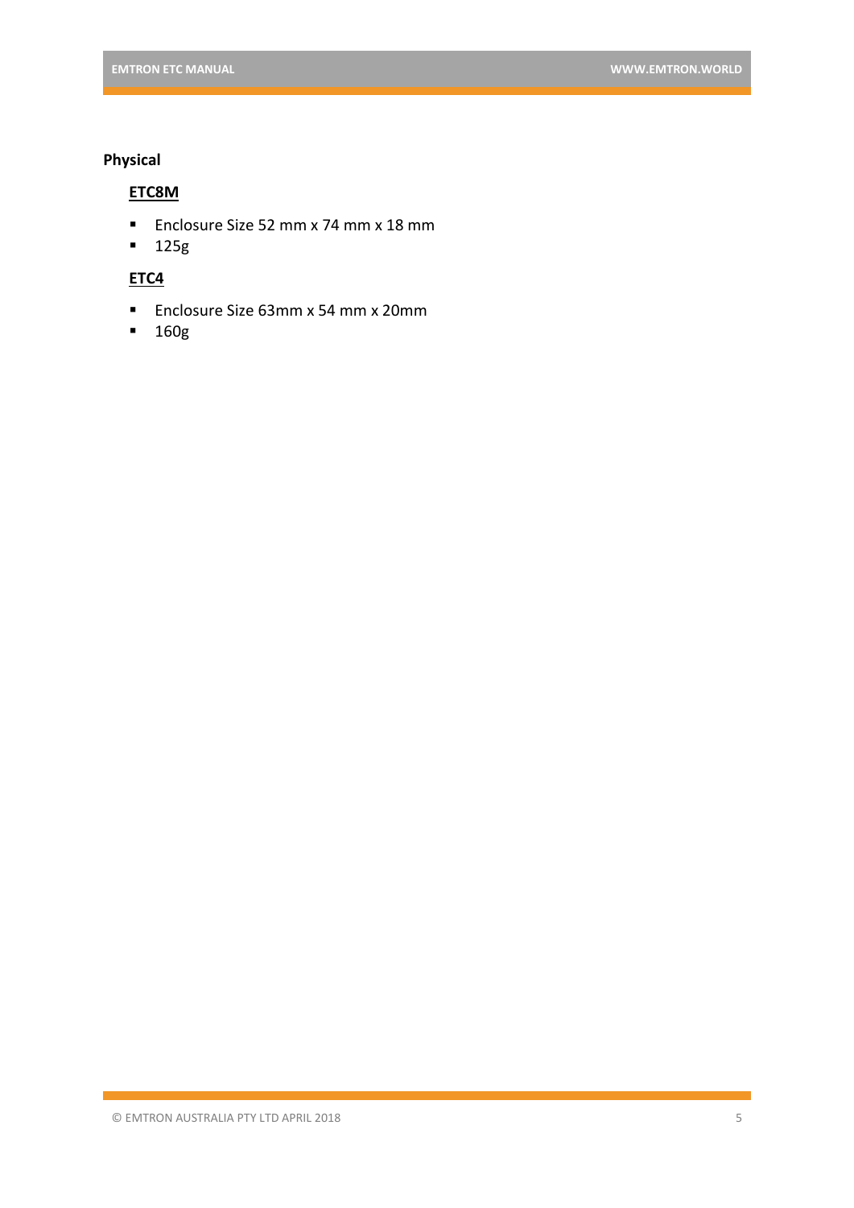### Physical

#### ETC8M

- Enclosure Size 52 mm x 74 mm x 18 mm
- 125g

#### ETC4

- Enclosure Size 63mm x 54 mm x 20mm
- 160g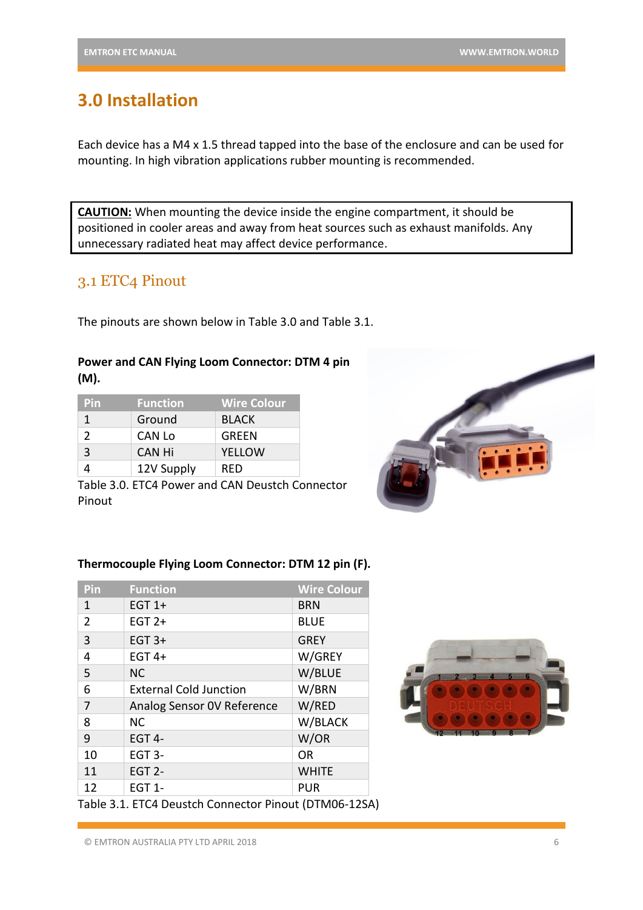# 3.0 Installation

Each device has a M4 x 1.5 thread tapped into the base of the enclosure and can be used for mounting. In high vibration applications rubber mounting is recommended.

**CAUTION:** When mounting the device inside the engine compartment, it should be positioned in cooler areas and away from heat sources such as exhaust manifolds. Any unnecessary radiated heat may affect device performance.

## 3.1 ETC4 Pinout

The pinouts are shown below in Table 3.0 and Table 3.1.

**Power and CAN Flying Loom Connector: DTM 4 pin (M).**

| Pin | Function | Wire Colour |
|---|---|---|
| 1 | Ground | BLACK |
| 2 | CAN Lo | GREEN |
| 3 | CAN Hi | YELLOW |
| 4 | 12V Supply | RED |

Table 3.0. ETC4 Power and CAN Deustch Connector Pinout

**Thermocouple Flying Loom Connector: DTM 12 pin (F).**

| Pin | Function | Wire Colour |
|---|---|---|
| 1 | EGT 1+ | BRN |
| 2 | EGT 2+ | BLUE |
| 3 | EGT 3+ | GREY |
| 4 | EGT 4+ | W/GREY |
| 5 | NC | W/BLUE |
| 6 | External Cold Junction | W/BRN |
| 7 | Analog Sensor 0V Reference | W/RED |
| 8 | NC | W/BLACK |
| 9 | EGT 4- | W/OR |
| 10 | EGT 3- | OR |
| 11 | EGT 2- | WHITE |
| 12 | EGT 1- | PUR |

Table 3.1. ETC4 Deustch Connector Pinout (DTM06-12SA)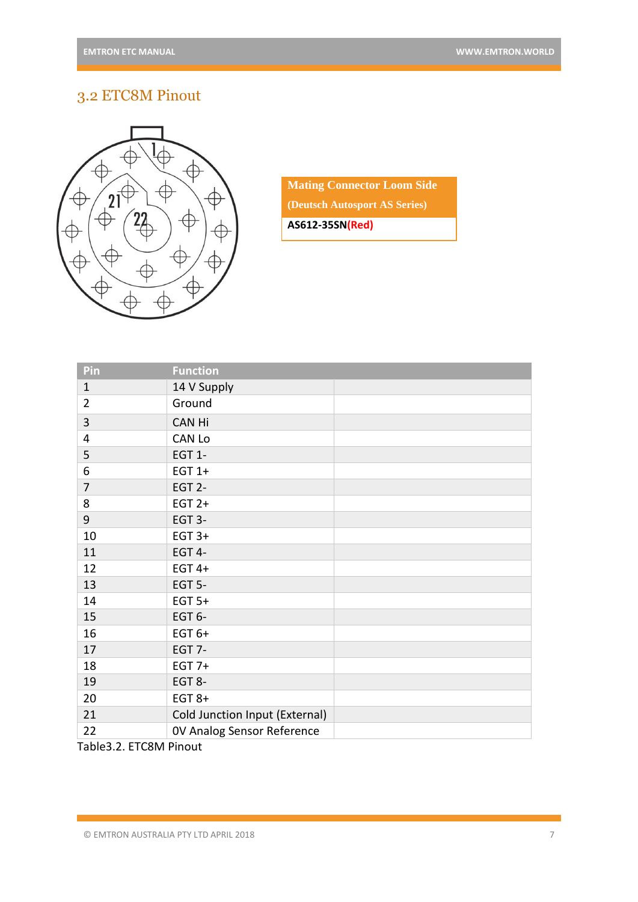## 3.2 ETC8M Pinout

| Mating Connector Loom Side (Deutsch Autosport AS Series) |
| --- |
| **AS612-35SN(Red)** |

| Pin | Function | |
| --- | --- | --- |
| 1 | 14 V Supply | |
| 2 | Ground | |
| 3 | CAN Hi | |
| 4 | CAN Lo | |
| 5 | EGT 1- | |
| 6 | EGT 1+ | |
| 7 | EGT 2- | |
| 8 | EGT 2+ | |
| 9 | EGT 3- | |
| 10 | EGT 3+ | |
| 11 | EGT 4- | |
| 12 | EGT 4+ | |
| 13 | EGT 5- | |
| 14 | EGT 5+ | |
| 15 | EGT 6- | |
| 16 | EGT 6+ | |
| 17 | EGT 7- | |
| 18 | EGT 7+ | |
| 19 | EGT 8- | |
| 20 | EGT 8+ | |
| 21 | Cold Junction Input (External) | |
| 22 | 0V Analog Sensor Reference | |

Table3.2. ETC8M Pinout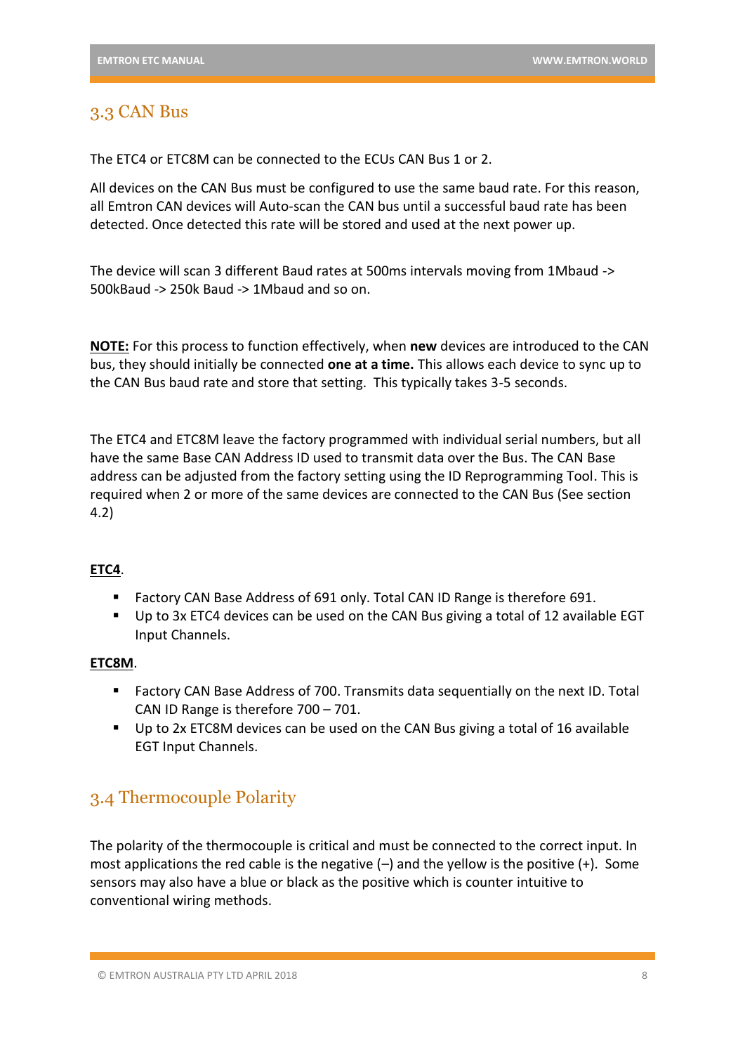## 3.3 CAN Bus

The ETC4 or ETC8M can be connected to the ECUs CAN Bus 1 or 2.

All devices on the CAN Bus must be configured to use the same baud rate. For this reason, all Emtron CAN devices will Auto-scan the CAN bus until a successful baud rate has been detected. Once detected this rate will be stored and used at the next power up.

The device will scan 3 different Baud rates at 500ms intervals moving from 1Mbaud -> 500kBaud -> 250k Baud -> 1Mbaud and so on.

**NOTE:** For this process to function effectively, when **new** devices are introduced to the CAN bus, they should initially be connected **one at a time.** This allows each device to sync up to the CAN Bus baud rate and store that setting. This typically takes 3-5 seconds.

The ETC4 and ETC8M leave the factory programmed with individual serial numbers, but all have the same Base CAN Address ID used to transmit data over the Bus. The CAN Base address can be adjusted from the factory setting using the ID Reprogramming Tool. This is required when 2 or more of the same devices are connected to the CAN Bus (See section 4.2)

**ETC4**.

- Factory CAN Base Address of 691 only. Total CAN ID Range is therefore 691.
- Up to 3x ETC4 devices can be used on the CAN Bus giving a total of 12 available EGT Input Channels.

**ETC8M**.

- Factory CAN Base Address of 700. Transmits data sequentially on the next ID. Total CAN ID Range is therefore 700 – 701.
- Up to 2x ETC8M devices can be used on the CAN Bus giving a total of 16 available EGT Input Channels.

## 3.4 Thermocouple Polarity

The polarity of the thermocouple is critical and must be connected to the correct input. In most applications the red cable is the negative (–) and the yellow is the positive (+). Some sensors may also have a blue or black as the positive which is counter intuitive to conventional wiring methods.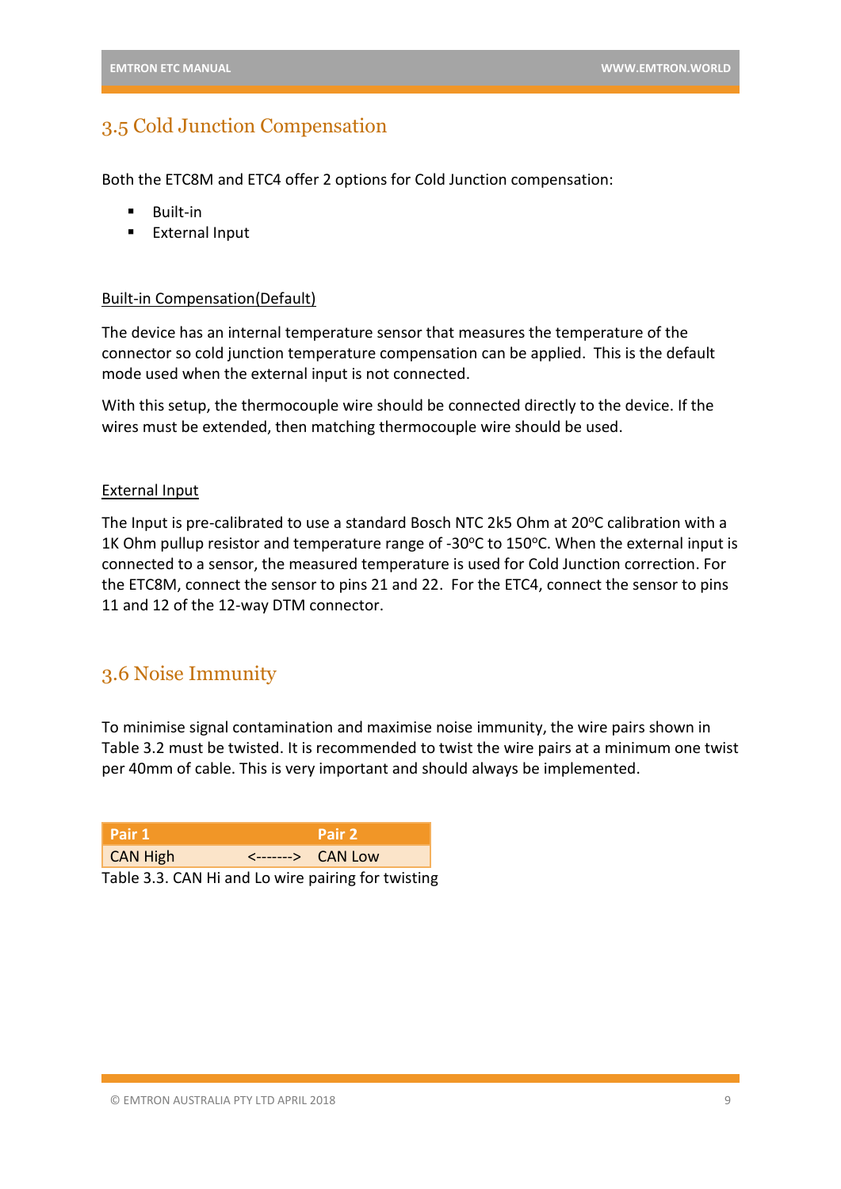## 3.5 Cold Junction Compensation

Both the ETC8M and ETC4 offer 2 options for Cold Junction compensation:

- Built-in
- External Input

Built-in Compensation(Default)

The device has an internal temperature sensor that measures the temperature of the connector so cold junction temperature compensation can be applied. This is the default mode used when the external input is not connected.

With this setup, the thermocouple wire should be connected directly to the device. If the wires must be extended, then matching thermocouple wire should be used.

External Input

The Input is pre-calibrated to use a standard Bosch NTC 2k5 Ohm at 20ºC calibration with a 1K Ohm pullup resistor and temperature range of -30ºC to 150ºC. When the external input is connected to a sensor, the measured temperature is used for Cold Junction correction. For the ETC8M, connect the sensor to pins 21 and 22. For the ETC4, connect the sensor to pins 11 and 12 of the 12-way DTM connector.

## 3.6 Noise Immunity

To minimise signal contamination and maximise noise immunity, the wire pairs shown in Table 3.2 must be twisted. It is recommended to twist the wire pairs at a minimum one twist per 40mm of cable. This is very important and should always be implemented.

| Pair 1 | | Pair 2 |
|---|---|---|
| CAN High | <-------> | CAN Low |

Table 3.3. CAN Hi and Lo wire pairing for twisting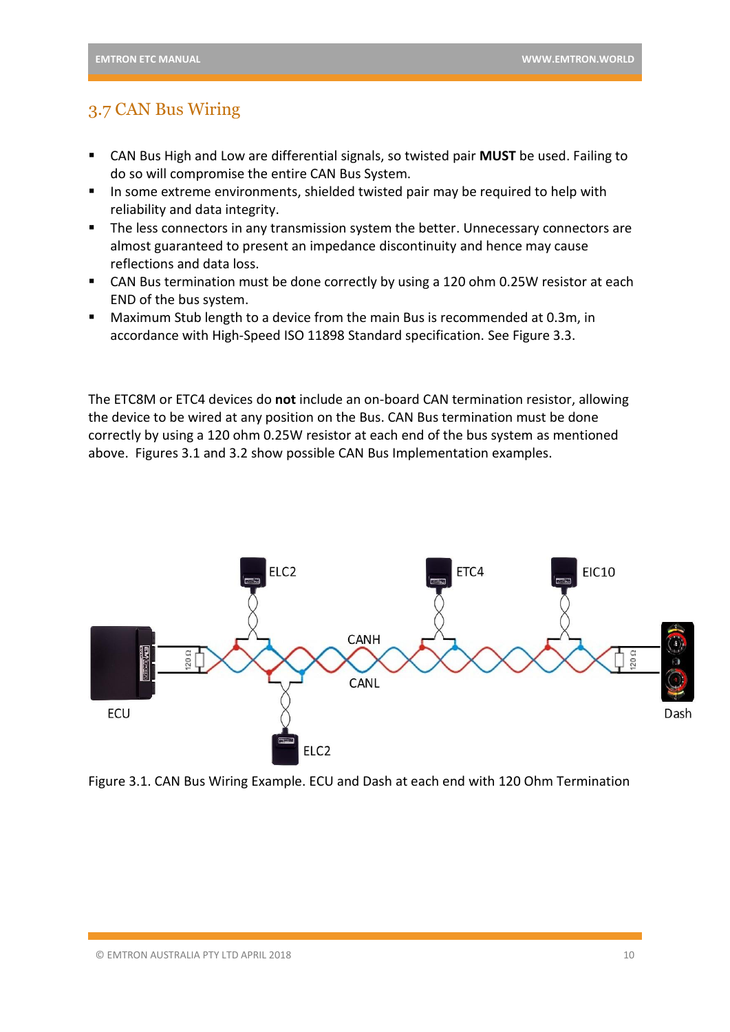## 3.7 CAN Bus Wiring

- CAN Bus High and Low are differential signals, so twisted pair **MUST** be used. Failing to do so will compromise the entire CAN Bus System.
- In some extreme environments, shielded twisted pair may be required to help with reliability and data integrity.
- The less connectors in any transmission system the better. Unnecessary connectors are almost guaranteed to present an impedance discontinuity and hence may cause reflections and data loss.
- CAN Bus termination must be done correctly by using a 120 ohm 0.25W resistor at each END of the bus system.
- Maximum Stub length to a device from the main Bus is recommended at 0.3m, in accordance with High-Speed ISO 11898 Standard specification. See Figure 3.3.

The ETC8M or ETC4 devices do **not** include an on-board CAN termination resistor, allowing the device to be wired at any position on the Bus. CAN Bus termination must be done correctly by using a 120 ohm 0.25W resistor at each end of the bus system as mentioned above. Figures 3.1 and 3.2 show possible CAN Bus Implementation examples.

Figure 3.1. CAN Bus Wiring Example. ECU and Dash at each end with 120 Ohm Termination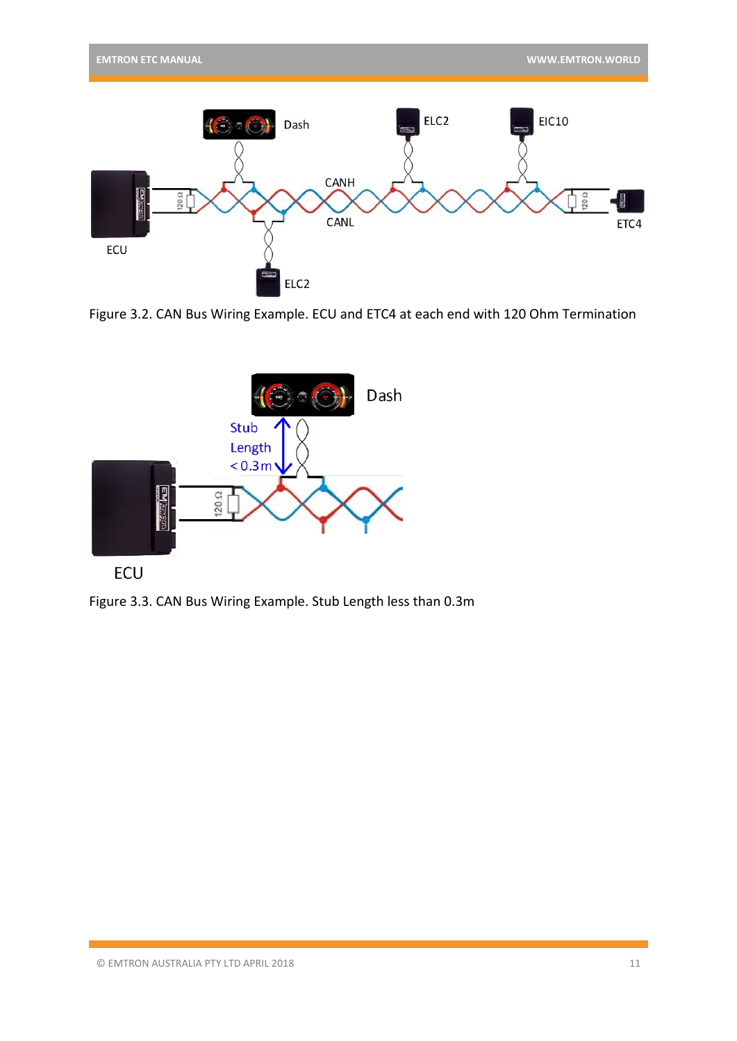Figure 3.2. CAN Bus Wiring Example. ECU and ETC4 at each end with 120 Ohm Termination

Figure 3.3. CAN Bus Wiring Example. Stub Length less than 0.3m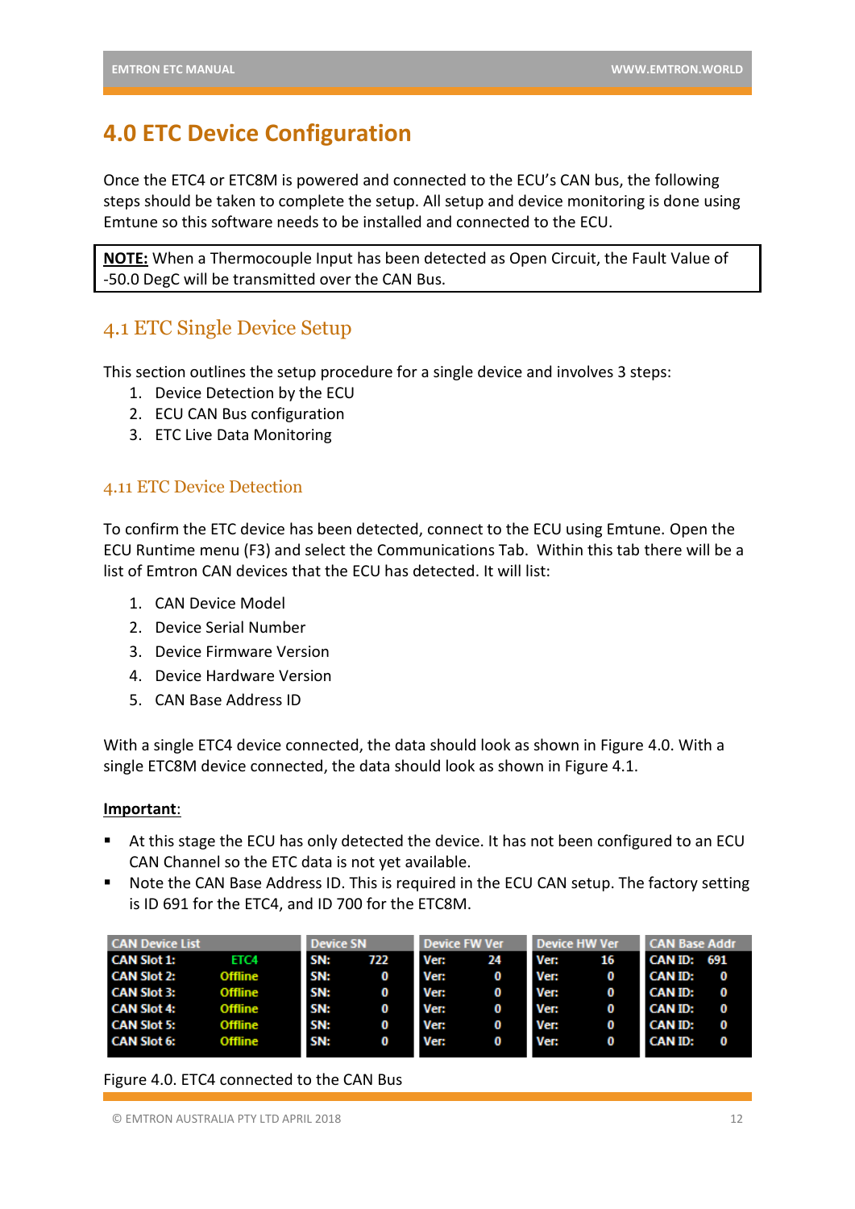# 4.0 ETC Device Configuration

Once the ETC4 or ETC8M is powered and connected to the ECU's CAN bus, the following steps should be taken to complete the setup. All setup and device monitoring is done using Emtune so this software needs to be installed and connected to the ECU.

> **NOTE:** When a Thermocouple Input has been detected as Open Circuit, the Fault Value of -50.0 DegC will be transmitted over the CAN Bus.

## 4.1 ETC Single Device Setup

This section outlines the setup procedure for a single device and involves 3 steps:

1. Device Detection by the ECU
2. ECU CAN Bus configuration
3. ETC Live Data Monitoring

### 4.11 ETC Device Detection

To confirm the ETC device has been detected, connect to the ECU using Emtune. Open the ECU Runtime menu (F3) and select the Communications Tab. Within this tab there will be a list of Emtron CAN devices that the ECU has detected. It will list:

1. CAN Device Model
2. Device Serial Number
3. Device Firmware Version
4. Device Hardware Version
5. CAN Base Address ID

With a single ETC4 device connected, the data should look as shown in Figure 4.0. With a single ETC8M device connected, the data should look as shown in Figure 4.1.

**Important**:

- At this stage the ECU has only detected the device. It has not been configured to an ECU CAN Channel so the ETC data is not yet available.
- Note the CAN Base Address ID. This is required in the ECU CAN setup. The factory setting is ID 691 for the ETC4, and ID 700 for the ETC8M.

| CAN Device List | | Device SN | | Device FW Ver | | Device HW Ver | | CAN Base Addr | |
|---|---|---|---|---|---|---|---|---|---|
| CAN Slot 1: | ETC4 | SN: | 722 | Ver: | 24 | Ver: | 16 | CAN ID: | 691 |
| CAN Slot 2: | Offline | SN: | 0 | Ver: | 0 | Ver: | 0 | CAN ID: | 0 |
| CAN Slot 3: | Offline | SN: | 0 | Ver: | 0 | Ver: | 0 | CAN ID: | 0 |
| CAN Slot 4: | Offline | SN: | 0 | Ver: | 0 | Ver: | 0 | CAN ID: | 0 |
| CAN Slot 5: | Offline | SN: | 0 | Ver: | 0 | Ver: | 0 | CAN ID: | 0 |
| CAN Slot 6: | Offline | SN: | 0 | Ver: | 0 | Ver: | 0 | CAN ID: | 0 |

Figure 4.0. ETC4 connected to the CAN Bus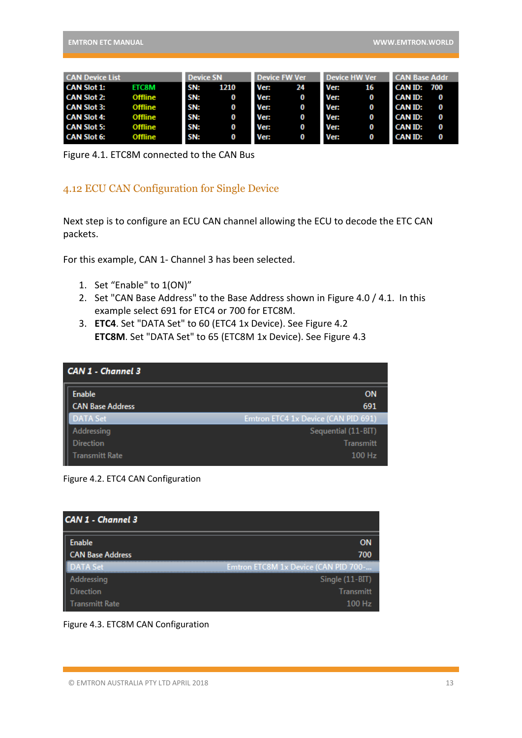| CAN Device List | | Device SN | | Device FW Ver | | Device HW Ver | | CAN Base Addr | |
|---|---|---|---|---|---|---|---|---|---|
| CAN Slot 1: | ETC8M | SN: | 1210 | Ver: | 24 | Ver: | 16 | CAN ID: | 700 |
| CAN Slot 2: | Offline | SN: | 0 | Ver: | 0 | Ver: | 0 | CAN ID: | 0 |
| CAN Slot 3: | Offline | SN: | 0 | Ver: | 0 | Ver: | 0 | CAN ID: | 0 |
| CAN Slot 4: | Offline | SN: | 0 | Ver: | 0 | Ver: | 0 | CAN ID: | 0 |
| CAN Slot 5: | Offline | SN: | 0 | Ver: | 0 | Ver: | 0 | CAN ID: | 0 |
| CAN Slot 6: | Offline | SN: | 0 | Ver: | 0 | Ver: | 0 | CAN ID: | 0 |

Figure 4.1. ETC8M connected to the CAN Bus

## 4.12 ECU CAN Configuration for Single Device

Next step is to configure an ECU CAN channel allowing the ECU to decode the ETC CAN packets.

For this example, CAN 1- Channel 3 has been selected.

1. Set "Enable" to 1(ON)"
2. Set "CAN Base Address" to the Base Address shown in Figure 4.0 / 4.1. In this example select 691 for ETC4 or 700 for ETC8M.
3. **ETC4**. Set "DATA Set" to 60 (ETC4 1x Device). See Figure 4.2
   **ETC8M**. Set "DATA Set" to 65 (ETC8M 1x Device). See Figure 4.3

| CAN 1 - Channel 3 | |
|---|---|
| Enable | ON |
| CAN Base Address | 691 |
| DATA Set | Emtron ETC4 1x Device (CAN PID 691) |
| Addressing | Sequential (11-BIT) |
| Direction | Transmitt |
| Transmitt Rate | 100 Hz |

Figure 4.2. ETC4 CAN Configuration

| CAN 1 - Channel 3 | |
|---|---|
| Enable | ON |
| CAN Base Address | 700 |
| DATA Set | Emtron ETC8M 1x Device (CAN PID 700-... |
| Addressing | Single (11-BIT) |
| Direction | Transmitt |
| Transmitt Rate | 100 Hz |

Figure 4.3. ETC8M CAN Configuration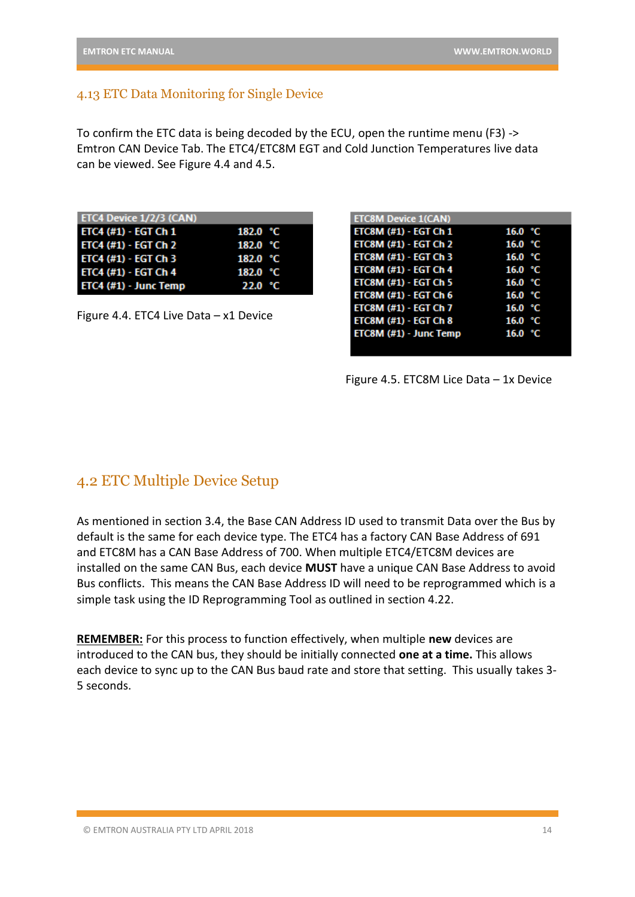## 4.13 ETC Data Monitoring for Single Device

To confirm the ETC data is being decoded by the ECU, open the runtime menu (F3) -> Emtron CAN Device Tab. The ETC4/ETC8M EGT and Cold Junction Temperatures live data can be viewed. See Figure 4.4 and 4.5.

| ETC4 Device 1/2/3 (CAN) | | |
|---|---|---|
| ETC4 (#1) - EGT Ch 1 | 182.0 | °C |
| ETC4 (#1) - EGT Ch 2 | 182.0 | °C |
| ETC4 (#1) - EGT Ch 3 | 182.0 | °C |
| ETC4 (#1) - EGT Ch 4 | 182.0 | °C |
| ETC4 (#1) - Junc Temp | 22.0 | °C |

Figure 4.4. ETC4 Live Data – x1 Device

| ETC8M Device 1(CAN) | | |
|---|---|---|
| ETC8M (#1) - EGT Ch 1 | 16.0 | °C |
| ETC8M (#1) - EGT Ch 2 | 16.0 | °C |
| ETC8M (#1) - EGT Ch 3 | 16.0 | °C |
| ETC8M (#1) - EGT Ch 4 | 16.0 | °C |
| ETC8M (#1) - EGT Ch 5 | 16.0 | °C |
| ETC8M (#1) - EGT Ch 6 | 16.0 | °C |
| ETC8M (#1) - EGT Ch 7 | 16.0 | °C |
| ETC8M (#1) - EGT Ch 8 | 16.0 | °C |
| ETC8M (#1) - Junc Temp | 16.0 | °C |

Figure 4.5. ETC8M Lice Data – 1x Device

## 4.2 ETC Multiple Device Setup

As mentioned in section 3.4, the Base CAN Address ID used to transmit Data over the Bus by default is the same for each device type. The ETC4 has a factory CAN Base Address of 691 and ETC8M has a CAN Base Address of 700. When multiple ETC4/ETC8M devices are installed on the same CAN Bus, each device **MUST** have a unique CAN Base Address to avoid Bus conflicts. This means the CAN Base Address ID will need to be reprogrammed which is a simple task using the ID Reprogramming Tool as outlined in section 4.22.

<u>**REMEMBER:**</u> For this process to function effectively, when multiple **new** devices are introduced to the CAN bus, they should be initially connected **one at a time.** This allows each device to sync up to the CAN Bus baud rate and store that setting. This usually takes 3-5 seconds.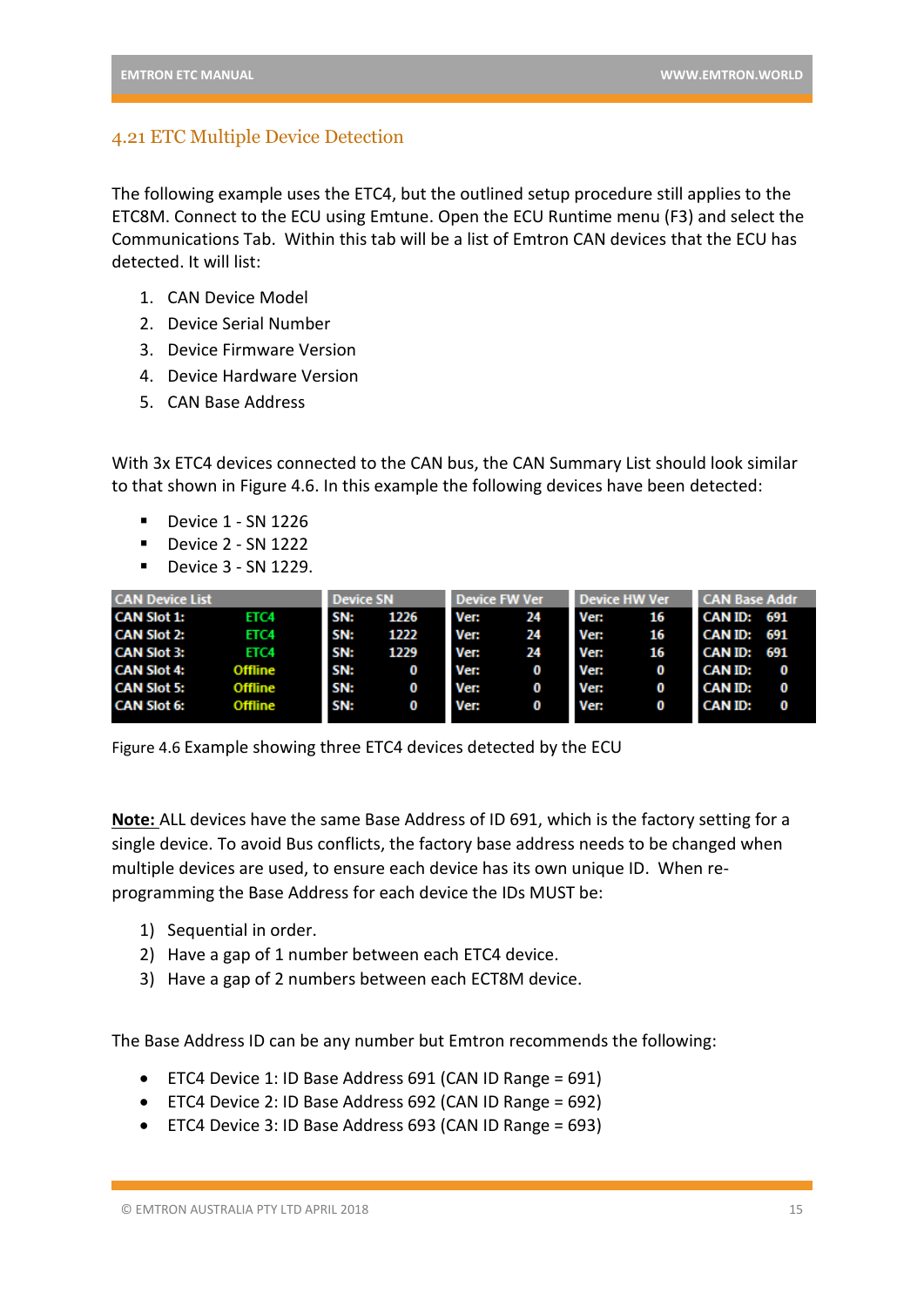## 4.21 ETC Multiple Device Detection

The following example uses the ETC4, but the outlined setup procedure still applies to the ETC8M. Connect to the ECU using Emtune. Open the ECU Runtime menu (F3) and select the Communications Tab. Within this tab will be a list of Emtron CAN devices that the ECU has detected. It will list:

1. CAN Device Model
2. Device Serial Number
3. Device Firmware Version
4. Device Hardware Version
5. CAN Base Address

With 3x ETC4 devices connected to the CAN bus, the CAN Summary List should look similar to that shown in Figure 4.6. In this example the following devices have been detected:

- Device 1 - SN 1226
- Device 2 - SN 1222
- Device 3 - SN 1229.

| CAN Device List | | Device SN | | Device FW Ver | | Device HW Ver | | CAN Base Addr | |
|---|---|---|---|---|---|---|---|---|---|
| CAN Slot 1: | ETC4 | SN: | 1226 | Ver: | 24 | Ver: | 16 | CAN ID: | 691 |
| CAN Slot 2: | ETC4 | SN: | 1222 | Ver: | 24 | Ver: | 16 | CAN ID: | 691 |
| CAN Slot 3: | ETC4 | SN: | 1229 | Ver: | 24 | Ver: | 16 | CAN ID: | 691 |
| CAN Slot 4: | Offline | SN: | 0 | Ver: | 0 | Ver: | 0 | CAN ID: | 0 |
| CAN Slot 5: | Offline | SN: | 0 | Ver: | 0 | Ver: | 0 | CAN ID: | 0 |
| CAN Slot 6: | Offline | SN: | 0 | Ver: | 0 | Ver: | 0 | CAN ID: | 0 |

Figure 4.6 Example showing three ETC4 devices detected by the ECU

**Note:** ALL devices have the same Base Address of ID 691, which is the factory setting for a single device. To avoid Bus conflicts, the factory base address needs to be changed when multiple devices are used, to ensure each device has its own unique ID. When re-programming the Base Address for each device the IDs MUST be:

1) Sequential in order.
2) Have a gap of 1 number between each ETC4 device.
3) Have a gap of 2 numbers between each ECT8M device.

The Base Address ID can be any number but Emtron recommends the following:

- ETC4 Device 1: ID Base Address 691 (CAN ID Range = 691)
- ETC4 Device 2: ID Base Address 692 (CAN ID Range = 692)
- ETC4 Device 3: ID Base Address 693 (CAN ID Range = 693)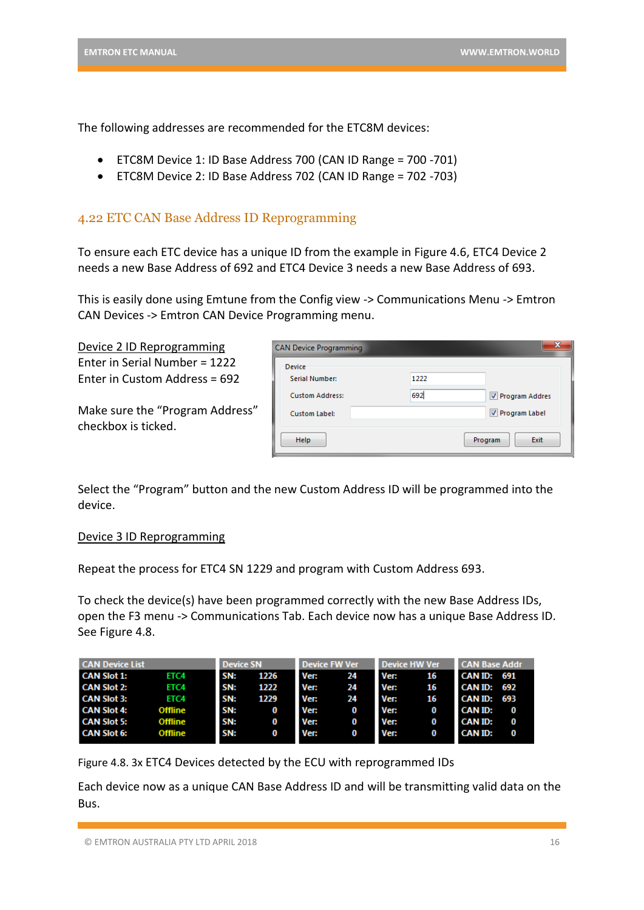The following addresses are recommended for the ETC8M devices:

- ETC8M Device 1: ID Base Address 700 (CAN ID Range = 700 -701)
- ETC8M Device 2: ID Base Address 702 (CAN ID Range = 702 -703)

## 4.22 ETC CAN Base Address ID Reprogramming

To ensure each ETC device has a unique ID from the example in Figure 4.6, ETC4 Device 2 needs a new Base Address of 692 and ETC4 Device 3 needs a new Base Address of 693.

This is easily done using Emtune from the Config view -> Communications Menu -> Emtron CAN Devices -> Emtron CAN Device Programming menu.

<u>Device 2 ID Reprogramming</u>
Enter in Serial Number = 1222
Enter in Custom Address = 692

Make sure the “Program Address” checkbox is ticked.

Select the “Program” button and the new Custom Address ID will be programmed into the device.

<u>Device 3 ID Reprogramming</u>

Repeat the process for ETC4 SN 1229 and program with Custom Address 693.

To check the device(s) have been programmed correctly with the new Base Address IDs, open the F3 menu -> Communications Tab. Each device now has a unique Base Address ID. See Figure 4.8.

| CAN Device List | | Device SN | | Device FW Ver | | Device HW Ver | | CAN Base Addr | |
|---|---|---|---|---|---|---|---|---|---|
| CAN Slot 1: | ETC4 | SN: | 1226 | Ver: | 24 | Ver: | 16 | CAN ID: | 691 |
| CAN Slot 2: | ETC4 | SN: | 1222 | Ver: | 24 | Ver: | 16 | CAN ID: | 692 |
| CAN Slot 3: | ETC4 | SN: | 1229 | Ver: | 24 | Ver: | 16 | CAN ID: | 693 |
| CAN Slot 4: | Offline | SN: | 0 | Ver: | 0 | Ver: | 0 | CAN ID: | 0 |
| CAN Slot 5: | Offline | SN: | 0 | Ver: | 0 | Ver: | 0 | CAN ID: | 0 |
| CAN Slot 6: | Offline | SN: | 0 | Ver: | 0 | Ver: | 0 | CAN ID: | 0 |

Figure 4.8. 3x ETC4 Devices detected by the ECU with reprogrammed IDs

Each device now as a unique CAN Base Address ID and will be transmitting valid data on the Bus.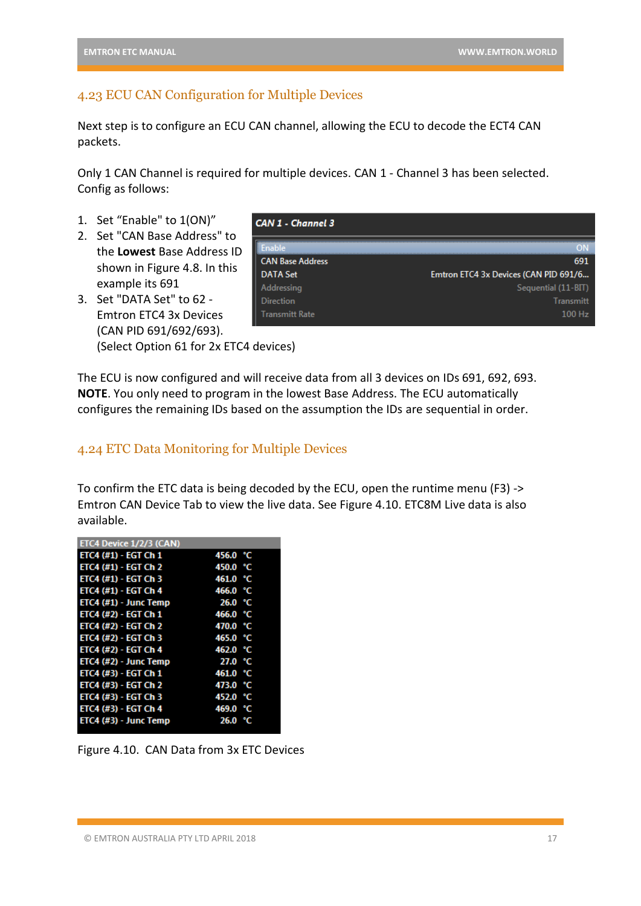## 4.23 ECU CAN Configuration for Multiple Devices

Next step is to configure an ECU CAN channel, allowing the ECU to decode the ECT4 CAN packets.

Only 1 CAN Channel is required for multiple devices. CAN 1 - Channel 3 has been selected. Config as follows:

1. Set “Enable" to 1(ON)”
2. Set "CAN Base Address" to the **Lowest** Base Address ID shown in Figure 4.8. In this example its 691
3. Set "DATA Set" to 62 - Emtron ETC4 3x Devices (CAN PID 691/692/693). (Select Option 61 for 2x ETC4 devices)

| CAN 1 - Channel 3 | |
|---|---|
| Enable | ON |
| CAN Base Address | 691 |
| DATA Set | Emtron ETC4 3x Devices (CAN PID 691/6... |
| Addressing | Sequential (11-BIT) |
| Direction | Transmitt |
| Transmitt Rate | 100 Hz |

The ECU is now configured and will receive data from all 3 devices on IDs 691, 692, 693. **NOTE**. You only need to program in the lowest Base Address. The ECU automatically configures the remaining IDs based on the assumption the IDs are sequential in order.

## 4.24 ETC Data Monitoring for Multiple Devices

To confirm the ETC data is being decoded by the ECU, open the runtime menu (F3) -> Emtron CAN Device Tab to view the live data. See Figure 4.10. ETC8M Live data is also available.

| ETC4 Device 1/2/3 (CAN) | | |
|---|---|---|
| ETC4 (#1) - EGT Ch 1 | 456.0 | °C |
| ETC4 (#1) - EGT Ch 2 | 450.0 | °C |
| ETC4 (#1) - EGT Ch 3 | 461.0 | °C |
| ETC4 (#1) - EGT Ch 4 | 466.0 | °C |
| ETC4 (#1) - Junc Temp | 26.0 | °C |
| ETC4 (#2) - EGT Ch 1 | 466.0 | °C |
| ETC4 (#2) - EGT Ch 2 | 470.0 | °C |
| ETC4 (#2) - EGT Ch 3 | 465.0 | °C |
| ETC4 (#2) - EGT Ch 4 | 462.0 | °C |
| ETC4 (#2) - Junc Temp | 27.0 | °C |
| ETC4 (#3) - EGT Ch 1 | 461.0 | °C |
| ETC4 (#3) - EGT Ch 2 | 473.0 | °C |
| ETC4 (#3) - EGT Ch 3 | 452.0 | °C |
| ETC4 (#3) - EGT Ch 4 | 469.0 | °C |
| ETC4 (#3) - Junc Temp | 26.0 | °C |

Figure 4.10. CAN Data from 3x ETC Devices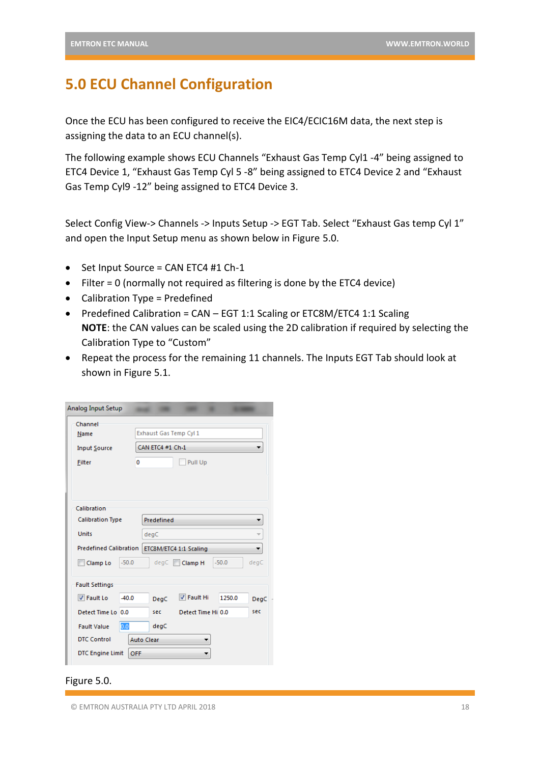# 5.0 ECU Channel Configuration

Once the ECU has been configured to receive the EIC4/ECIC16M data, the next step is assigning the data to an ECU channel(s).

The following example shows ECU Channels “Exhaust Gas Temp Cyl1 -4” being assigned to ETC4 Device 1, “Exhaust Gas Temp Cyl 5 -8” being assigned to ETC4 Device 2 and “Exhaust Gas Temp Cyl9 -12” being assigned to ETC4 Device 3.

Select Config View-> Channels -> Inputs Setup -> EGT Tab. Select “Exhaust Gas temp Cyl 1” and open the Input Setup menu as shown below in Figure 5.0.

- Set Input Source = CAN ETC4 #1 Ch-1
- Filter = 0 (normally not required as filtering is done by the ETC4 device)
- Calibration Type = Predefined
- Predefined Calibration = CAN – EGT 1:1 Scaling or ETC8M/ETC4 1:1 Scaling
  **NOTE**: the CAN values can be scaled using the 2D calibration if required by selecting the Calibration Type to “Custom”
- Repeat the process for the remaining 11 channels. The Inputs EGT Tab should look at shown in Figure 5.1.

Figure 5.0.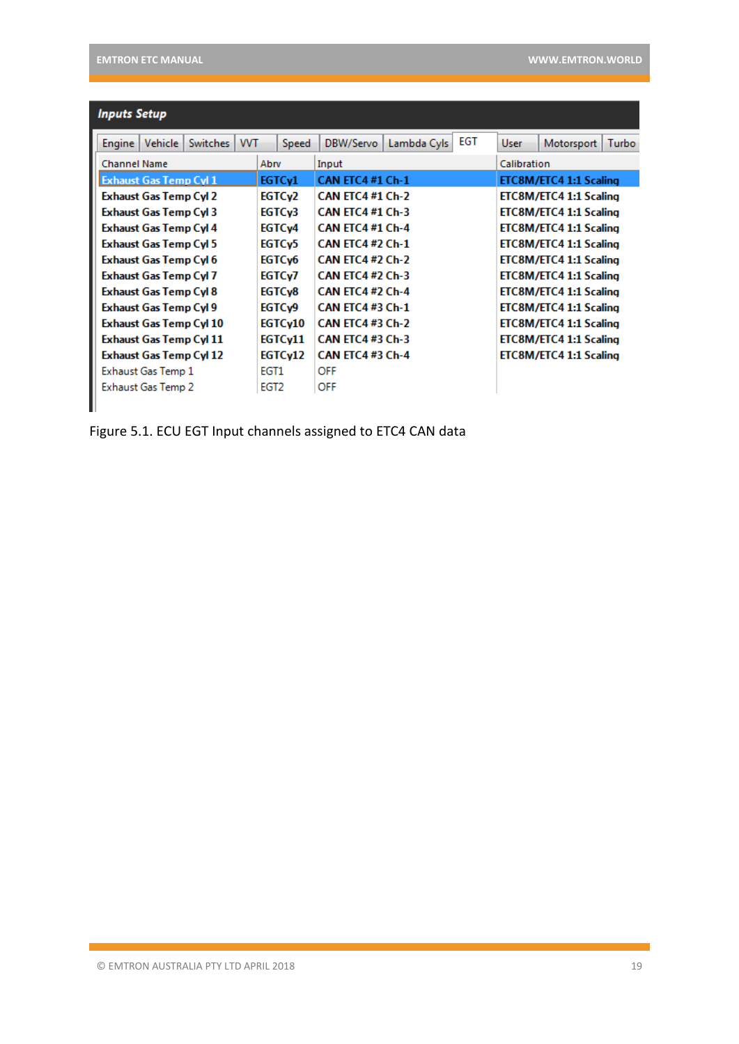**Inputs Setup**

Engine | Vehicle | Switches | VVT | Speed | DBW/Servo | Lambda Cyls | EGT | User | Motorsport | Turbo

| Channel Name | Abrv | Input | Calibration |
|---|---|---|---|
| **Exhaust Gas Temp Cyl 1** | **EGTCy1** | **CAN ETC4 #1 Ch-1** | **ETC8M/ETC4 1:1 Scaling** |
| **Exhaust Gas Temp Cyl 2** | **EGTCy2** | **CAN ETC4 #1 Ch-2** | **ETC8M/ETC4 1:1 Scaling** |
| **Exhaust Gas Temp Cyl 3** | **EGTCy3** | **CAN ETC4 #1 Ch-3** | **ETC8M/ETC4 1:1 Scaling** |
| **Exhaust Gas Temp Cyl 4** | **EGTCy4** | **CAN ETC4 #1 Ch-4** | **ETC8M/ETC4 1:1 Scaling** |
| **Exhaust Gas Temp Cyl 5** | **EGTCy5** | **CAN ETC4 #2 Ch-1** | **ETC8M/ETC4 1:1 Scaling** |
| **Exhaust Gas Temp Cyl 6** | **EGTCy6** | **CAN ETC4 #2 Ch-2** | **ETC8M/ETC4 1:1 Scaling** |
| **Exhaust Gas Temp Cyl 7** | **EGTCy7** | **CAN ETC4 #2 Ch-3** | **ETC8M/ETC4 1:1 Scaling** |
| **Exhaust Gas Temp Cyl 8** | **EGTCy8** | **CAN ETC4 #2 Ch-4** | **ETC8M/ETC4 1:1 Scaling** |
| **Exhaust Gas Temp Cyl 9** | **EGTCy9** | **CAN ETC4 #3 Ch-1** | **ETC8M/ETC4 1:1 Scaling** |
| **Exhaust Gas Temp Cyl 10** | **EGTCy10** | **CAN ETC4 #3 Ch-2** | **ETC8M/ETC4 1:1 Scaling** |
| **Exhaust Gas Temp Cyl 11** | **EGTCy11** | **CAN ETC4 #3 Ch-3** | **ETC8M/ETC4 1:1 Scaling** |
| **Exhaust Gas Temp Cyl 12** | **EGTCy12** | **CAN ETC4 #3 Ch-4** | **ETC8M/ETC4 1:1 Scaling** |
| Exhaust Gas Temp 1 | EGT1 | OFF | |
| Exhaust Gas Temp 2 | EGT2 | OFF | |

Figure 5.1. ECU EGT Input channels assigned to ETC4 CAN data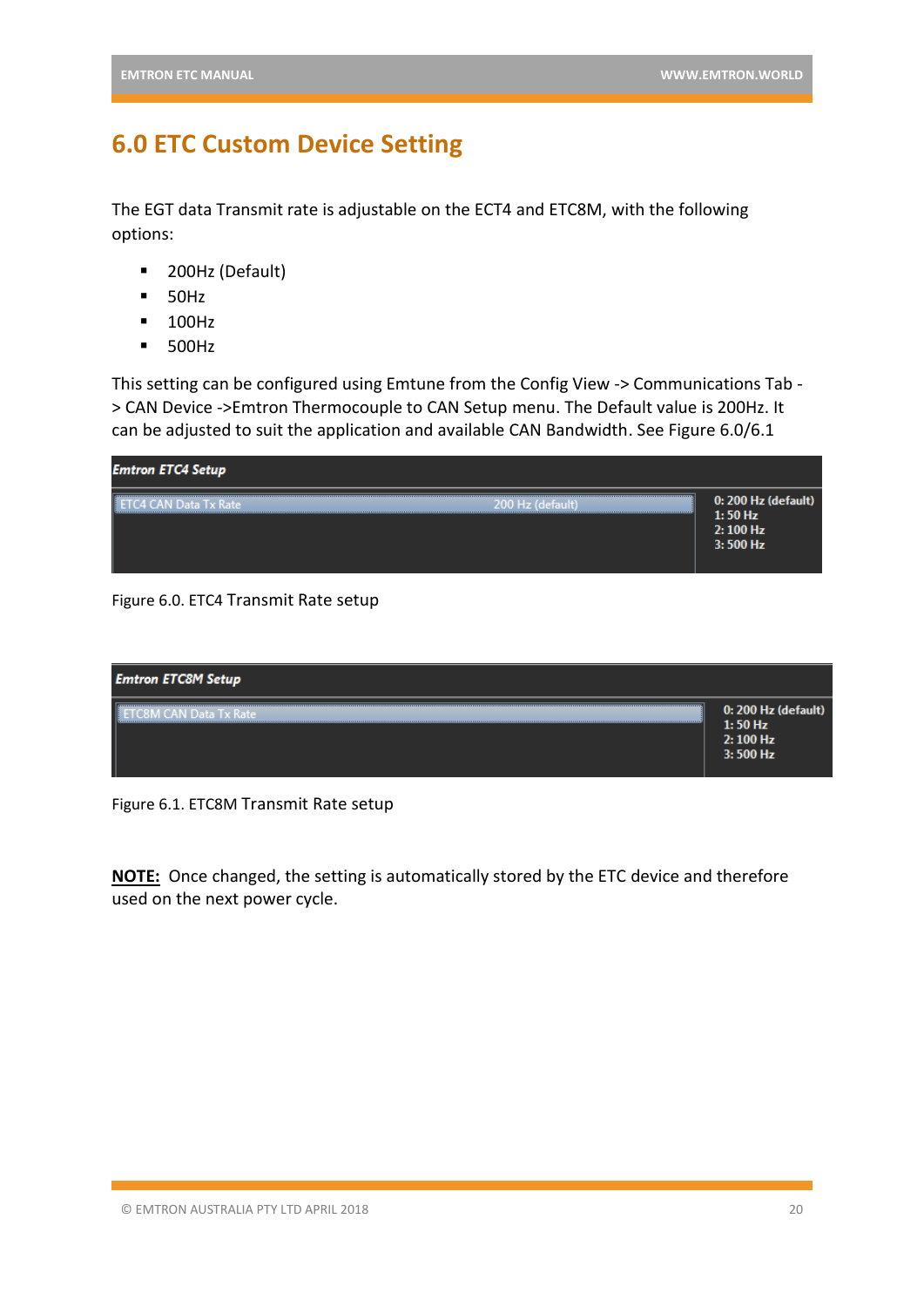# 6.0 ETC Custom Device Setting

The EGT data Transmit rate is adjustable on the ECT4 and ETC8M, with the following options:

- 200Hz (Default)
- 50Hz
- 100Hz
- 500Hz

This setting can be configured using Emtune from the Config View -> Communications Tab -> CAN Device ->Emtron Thermocouple to CAN Setup menu. The Default value is 200Hz. It can be adjusted to suit the application and available CAN Bandwidth. See Figure 6.0/6.1

**Emtron ETC4 Setup**

| ETC4 CAN Data Tx Rate | 200 Hz (default) | 0: 200 Hz (default)<br>1: 50 Hz<br>2: 100 Hz<br>3: 500 Hz |
|---|---|---|

Figure 6.0. ETC4 Transmit Rate setup

**Emtron ETC8M Setup**

| ETC8M CAN Data Tx Rate | 0: 200 Hz (default)<br>1: 50 Hz<br>2: 100 Hz<br>3: 500 Hz |
|---|---|

Figure 6.1. ETC8M Transmit Rate setup

**NOTE:** Once changed, the setting is automatically stored by the ETC device and therefore used on the next power cycle.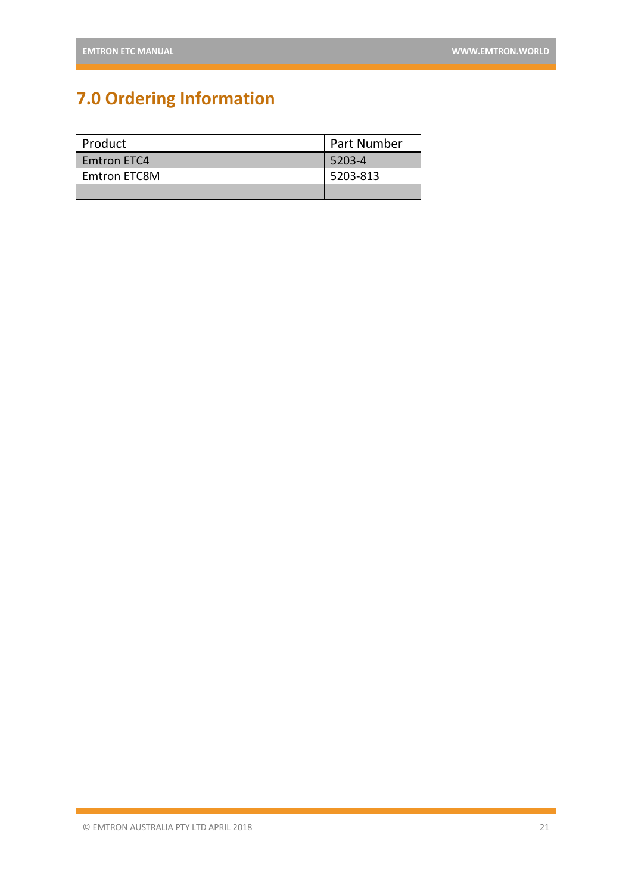# 7.0 Ordering Information

| Product | Part Number |
|---|---|
| Emtron ETC4 | 5203-4 |
| Emtron ETC8M | 5203-813 |
| | |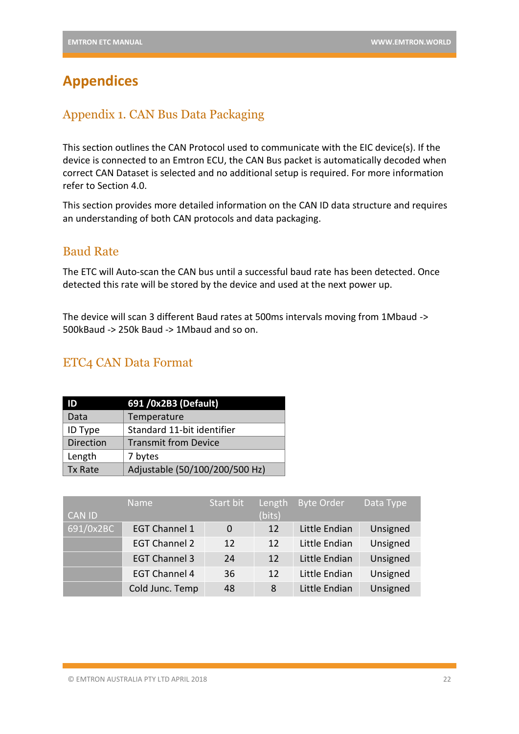# Appendices

## Appendix 1. CAN Bus Data Packaging

This section outlines the CAN Protocol used to communicate with the EIC device(s). If the device is connected to an Emtron ECU, the CAN Bus packet is automatically decoded when correct CAN Dataset is selected and no additional setup is required. For more information refer to Section 4.0.

This section provides more detailed information on the CAN ID data structure and requires an understanding of both CAN protocols and data packaging.

## Baud Rate

The ETC will Auto-scan the CAN bus until a successful baud rate has been detected. Once detected this rate will be stored by the device and used at the next power up.

The device will scan 3 different Baud rates at 500ms intervals moving from 1Mbaud -> 500kBaud -> 250k Baud -> 1Mbaud and so on.

## ETC4 CAN Data Format

| ID | 691 /0x2B3 (Default) |
|---|---|
| Data | Temperature |
| ID Type | Standard 11-bit identifier |
| Direction | Transmit from Device |
| Length | 7 bytes |
| Tx Rate | Adjustable (50/100/200/500 Hz) |

| CAN ID | Name | Start bit | Length (bits) | Byte Order | Data Type |
|---|---|---|---|---|---|
| 691/0x2BC | EGT Channel 1 | 0 | 12 | Little Endian | Unsigned |
| | EGT Channel 2 | 12 | 12 | Little Endian | Unsigned |
| | EGT Channel 3 | 24 | 12 | Little Endian | Unsigned |
| | EGT Channel 4 | 36 | 12 | Little Endian | Unsigned |
| | Cold Junc. Temp | 48 | 8 | Little Endian | Unsigned |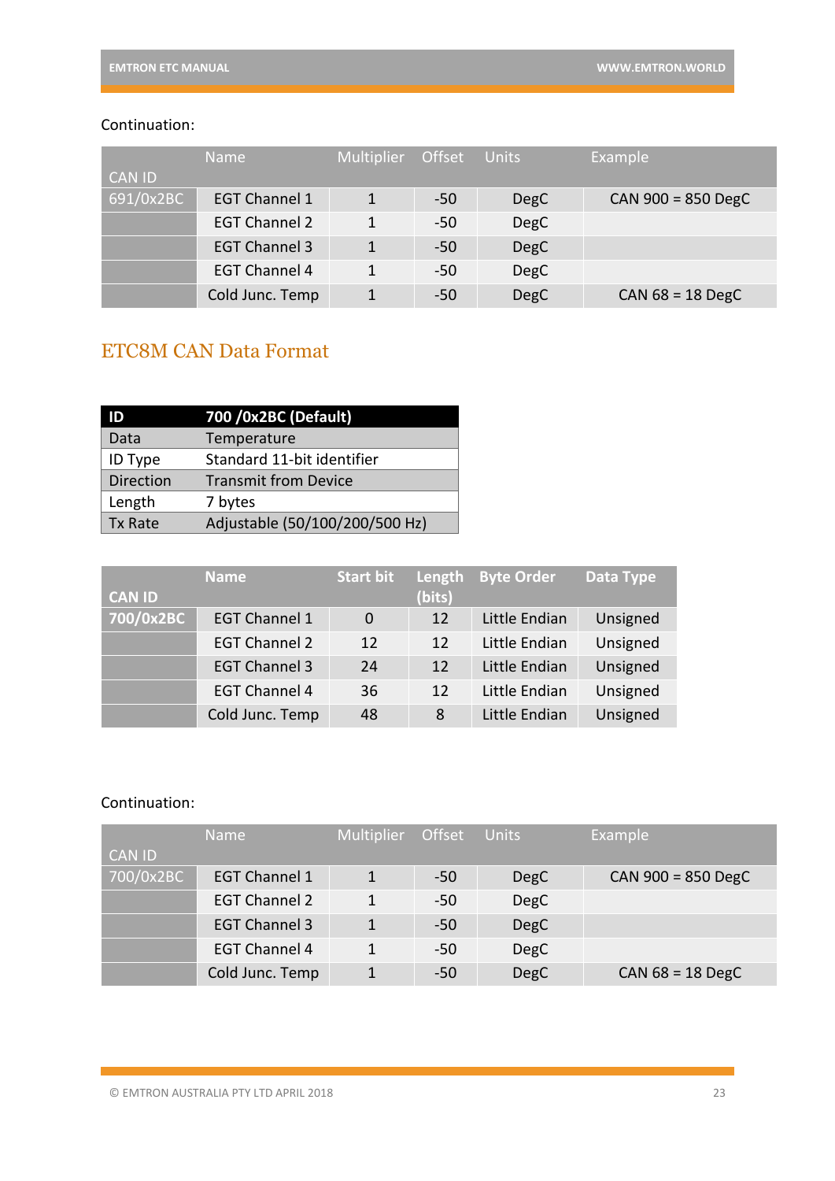Continuation:

| CAN ID | Name | Multiplier | Offset | Units | Example |
|---|---|---|---|---|---|
| 691/0x2BC | EGT Channel 1 | 1 | -50 | DegC | CAN 900 = 850 DegC |
| | EGT Channel 2 | 1 | -50 | DegC | |
| | EGT Channel 3 | 1 | -50 | DegC | |
| | EGT Channel 4 | 1 | -50 | DegC | |
| | Cold Junc. Temp | 1 | -50 | DegC | CAN 68 = 18 DegC |

## ETC8M CAN Data Format

| **ID** | **700 /0x2BC (Default)** |
|---|---|
| Data | Temperature |
| ID Type | Standard 11-bit identifier |
| Direction | Transmit from Device |
| Length | 7 bytes |
| Tx Rate | Adjustable (50/100/200/500 Hz) |

| **CAN ID** | **Name** | **Start bit** | **Length (bits)** | **Byte Order** | **Data Type** |
|---|---|---|---|---|---|
| **700/0x2BC** | EGT Channel 1 | 0 | 12 | Little Endian | Unsigned |
| | EGT Channel 2 | 12 | 12 | Little Endian | Unsigned |
| | EGT Channel 3 | 24 | 12 | Little Endian | Unsigned |
| | EGT Channel 4 | 36 | 12 | Little Endian | Unsigned |
| | Cold Junc. Temp | 48 | 8 | Little Endian | Unsigned |

Continuation:

| CAN ID | Name | Multiplier | Offset | Units | Example |
|---|---|---|---|---|---|
| 700/0x2BC | EGT Channel 1 | 1 | -50 | DegC | CAN 900 = 850 DegC |
| | EGT Channel 2 | 1 | -50 | DegC | |
| | EGT Channel 3 | 1 | -50 | DegC | |
| | EGT Channel 4 | 1 | -50 | DegC | |
| | Cold Junc. Temp | 1 | -50 | DegC | CAN 68 = 18 DegC |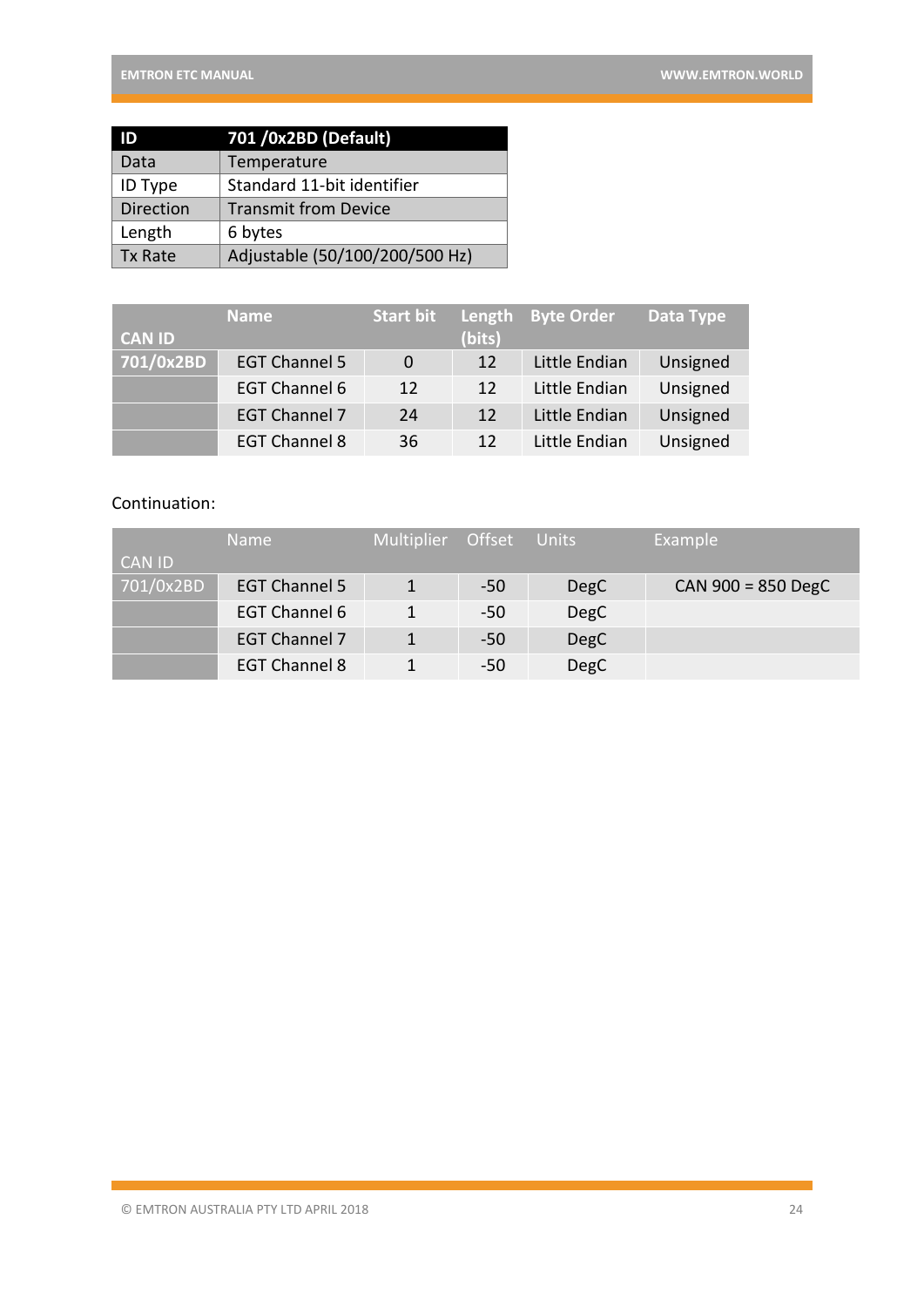| ID | 701 /0x2BD (Default) |
|---|---|
| Data | Temperature |
| ID Type | Standard 11-bit identifier |
| Direction | Transmit from Device |
| Length | 6 bytes |
| Tx Rate | Adjustable (50/100/200/500 Hz) |

| CAN ID | Name | Start bit | Length (bits) | Byte Order | Data Type |
|---|---|---|---|---|---|
| 701/0x2BD | EGT Channel 5 | 0 | 12 | Little Endian | Unsigned |
| | EGT Channel 6 | 12 | 12 | Little Endian | Unsigned |
| | EGT Channel 7 | 24 | 12 | Little Endian | Unsigned |
| | EGT Channel 8 | 36 | 12 | Little Endian | Unsigned |

Continuation:

| CAN ID | Name | Multiplier | Offset | Units | Example |
|---|---|---|---|---|---|
| 701/0x2BD | EGT Channel 5 | 1 | -50 | DegC | CAN 900 = 850 DegC |
| | EGT Channel 6 | 1 | -50 | DegC | |
| | EGT Channel 7 | 1 | -50 | DegC | |
| | EGT Channel 8 | 1 | -50 | DegC | |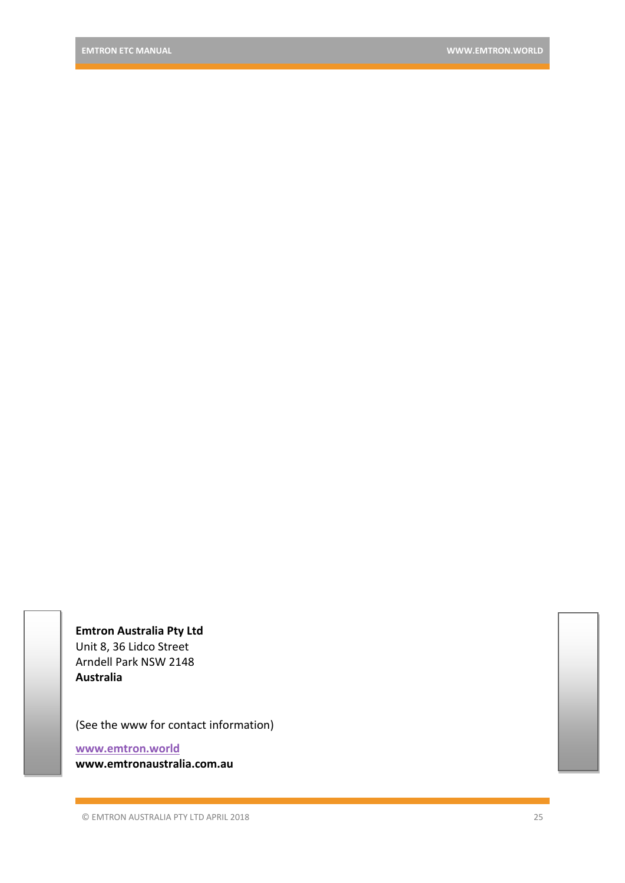**Emtron Australia Pty Ltd**
Unit 8, 36 Lidco Street
Arndell Park NSW 2148
**Australia**

(See the www for contact information)

**www.emtron.world**
**www.emtronaustralia.com.au**